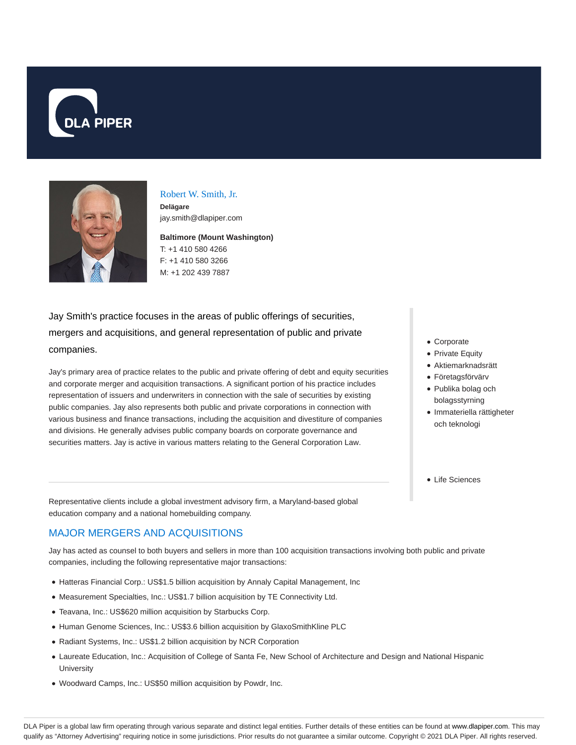DLA PIPER

# Robert W. Smith, Jr.

**Delägare**
jay.smith@dlapiper.com

**Baltimore (Mount Washington)**
T: +1 410 580 4266
F: +1 410 580 3266
M: +1 202 439 7887

Jay Smith's practice focuses in the areas of public offerings of securities, mergers and acquisitions, and general representation of public and private companies.

Jay's primary area of practice relates to the public and private offering of debt and equity securities and corporate merger and acquisition transactions. A significant portion of his practice includes representation of issuers and underwriters in connection with the sale of securities by existing public companies. Jay also represents both public and private corporations in connection with various business and finance transactions, including the acquisition and divestiture of companies and divisions. He generally advises public company boards on corporate governance and securities matters. Jay is active in various matters relating to the General Corporation Law.

- Corporate
- Private Equity
- Aktiemarknadsrätt
- Företagsförvärv
- Publika bolag och bolagsstyrning
- Immateriella rättigheter och teknologi

- Life Sciences

Representative clients include a global investment advisory firm, a Maryland-based global education company and a national homebuilding company.

## MAJOR MERGERS AND ACQUISITIONS

Jay has acted as counsel to both buyers and sellers in more than 100 acquisition transactions involving both public and private companies, including the following representative major transactions:

- Hatteras Financial Corp.: US$1.5 billion acquisition by Annaly Capital Management, Inc
- Measurement Specialties, Inc.: US$1.7 billion acquisition by TE Connectivity Ltd.
- Teavana, Inc.: US$620 million acquisition by Starbucks Corp.
- Human Genome Sciences, Inc.: US$3.6 billion acquisition by GlaxoSmithKline PLC
- Radiant Systems, Inc.: US$1.2 billion acquisition by NCR Corporation
- Laureate Education, Inc.: Acquisition of College of Santa Fe, New School of Architecture and Design and National Hispanic University
- Woodward Camps, Inc.: US$50 million acquisition by Powdr, Inc.

DLA Piper is a global law firm operating through various separate and distinct legal entities. Further details of these entities can be found at www.dlapiper.com. This may qualify as "Attorney Advertising" requiring notice in some jurisdictions. Prior results do not guarantee a similar outcome. Copyright © 2021 DLA Piper. All rights reserved.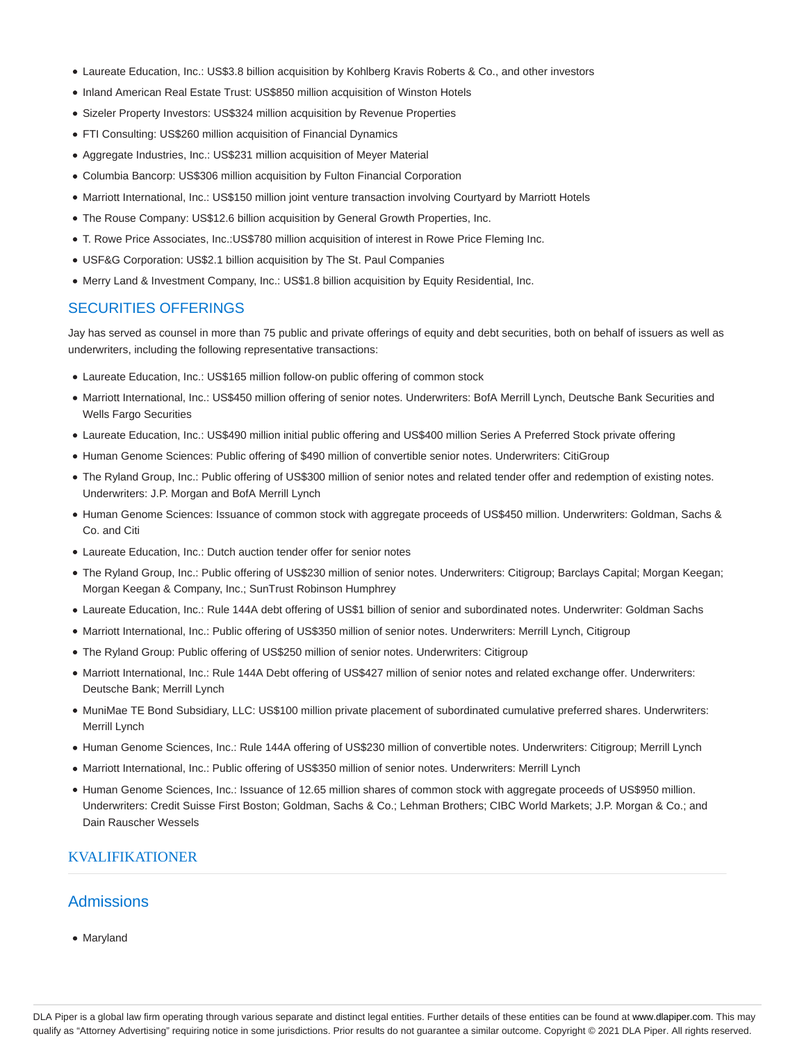- Laureate Education, Inc.: US$3.8 billion acquisition by Kohlberg Kravis Roberts & Co., and other investors
- Inland American Real Estate Trust: US$850 million acquisition of Winston Hotels
- Sizeler Property Investors: US$324 million acquisition by Revenue Properties
- FTI Consulting: US$260 million acquisition of Financial Dynamics
- Aggregate Industries, Inc.: US$231 million acquisition of Meyer Material
- Columbia Bancorp: US$306 million acquisition by Fulton Financial Corporation
- Marriott International, Inc.: US$150 million joint venture transaction involving Courtyard by Marriott Hotels
- The Rouse Company: US$12.6 billion acquisition by General Growth Properties, Inc.
- T. Rowe Price Associates, Inc.:US$780 million acquisition of interest in Rowe Price Fleming Inc.
- USF&G Corporation: US$2.1 billion acquisition by The St. Paul Companies
- Merry Land & Investment Company, Inc.: US$1.8 billion acquisition by Equity Residential, Inc.

## SECURITIES OFFERINGS

Jay has served as counsel in more than 75 public and private offerings of equity and debt securities, both on behalf of issuers as well as underwriters, including the following representative transactions:

- Laureate Education, Inc.: US$165 million follow-on public offering of common stock
- Marriott International, Inc.: US$450 million offering of senior notes. Underwriters: BofA Merrill Lynch, Deutsche Bank Securities and Wells Fargo Securities
- Laureate Education, Inc.: US$490 million initial public offering and US$400 million Series A Preferred Stock private offering
- Human Genome Sciences: Public offering of $490 million of convertible senior notes. Underwriters: CitiGroup
- The Ryland Group, Inc.: Public offering of US$300 million of senior notes and related tender offer and redemption of existing notes. Underwriters: J.P. Morgan and BofA Merrill Lynch
- Human Genome Sciences: Issuance of common stock with aggregate proceeds of US$450 million. Underwriters: Goldman, Sachs & Co. and Citi
- Laureate Education, Inc.: Dutch auction tender offer for senior notes
- The Ryland Group, Inc.: Public offering of US$230 million of senior notes. Underwriters: Citigroup; Barclays Capital; Morgan Keegan; Morgan Keegan & Company, Inc.; SunTrust Robinson Humphrey
- Laureate Education, Inc.: Rule 144A debt offering of US$1 billion of senior and subordinated notes. Underwriter: Goldman Sachs
- Marriott International, Inc.: Public offering of US$350 million of senior notes. Underwriters: Merrill Lynch, Citigroup
- The Ryland Group: Public offering of US$250 million of senior notes. Underwriters: Citigroup
- Marriott International, Inc.: Rule 144A Debt offering of US$427 million of senior notes and related exchange offer. Underwriters: Deutsche Bank; Merrill Lynch
- MuniMae TE Bond Subsidiary, LLC: US$100 million private placement of subordinated cumulative preferred shares. Underwriters: Merrill Lynch
- Human Genome Sciences, Inc.: Rule 144A offering of US$230 million of convertible notes. Underwriters: Citigroup; Merrill Lynch
- Marriott International, Inc.: Public offering of US$350 million of senior notes. Underwriters: Merrill Lynch
- Human Genome Sciences, Inc.: Issuance of 12.65 million shares of common stock with aggregate proceeds of US$950 million. Underwriters: Credit Suisse First Boston; Goldman, Sachs & Co.; Lehman Brothers; CIBC World Markets; J.P. Morgan & Co.; and Dain Rauscher Wessels

## KVALIFIKATIONER

## Admissions

- Maryland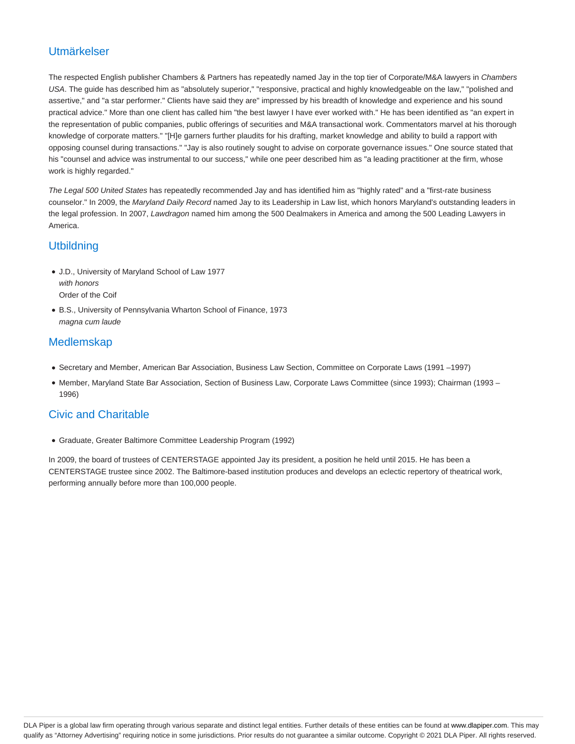## Utmärkelser

The respected English publisher Chambers & Partners has repeatedly named Jay in the top tier of Corporate/M&A lawyers in *Chambers USA*. The guide has described him as "absolutely superior," "responsive, practical and highly knowledgeable on the law," "polished and assertive," and "a star performer." Clients have said they are" impressed by his breadth of knowledge and experience and his sound practical advice." More than one client has called him "the best lawyer I have ever worked with." He has been identified as "an expert in the representation of public companies, public offerings of securities and M&A transactional work. Commentators marvel at his thorough knowledge of corporate matters." "[H]e garners further plaudits for his drafting, market knowledge and ability to build a rapport with opposing counsel during transactions." "Jay is also routinely sought to advise on corporate governance issues." One source stated that his "counsel and advice was instrumental to our success," while one peer described him as "a leading practitioner at the firm, whose work is highly regarded."

*The Legal 500 United States* has repeatedly recommended Jay and has identified him as "highly rated" and a "first-rate business counselor." In 2009, the *Maryland Daily Record* named Jay to its Leadership in Law list, which honors Maryland's outstanding leaders in the legal profession. In 2007, *Lawdragon* named him among the 500 Dealmakers in America and among the 500 Leading Lawyers in America.

## Utbildning

- J.D., University of Maryland School of Law 1977
  *with honors*
  Order of the Coif
- B.S., University of Pennsylvania Wharton School of Finance, 1973
  *magna cum laude*

## Medlemskap

- Secretary and Member, American Bar Association, Business Law Section, Committee on Corporate Laws (1991 –1997)
- Member, Maryland State Bar Association, Section of Business Law, Corporate Laws Committee (since 1993); Chairman (1993 – 1996)

## Civic and Charitable

- Graduate, Greater Baltimore Committee Leadership Program (1992)

In 2009, the board of trustees of CENTERSTAGE appointed Jay its president, a position he held until 2015. He has been a CENTERSTAGE trustee since 2002. The Baltimore-based institution produces and develops an eclectic repertory of theatrical work, performing annually before more than 100,000 people.

DLA Piper is a global law firm operating through various separate and distinct legal entities. Further details of these entities can be found at www.dlapiper.com. This may qualify as "Attorney Advertising" requiring notice in some jurisdictions. Prior results do not guarantee a similar outcome. Copyright © 2021 DLA Piper. All rights reserved.